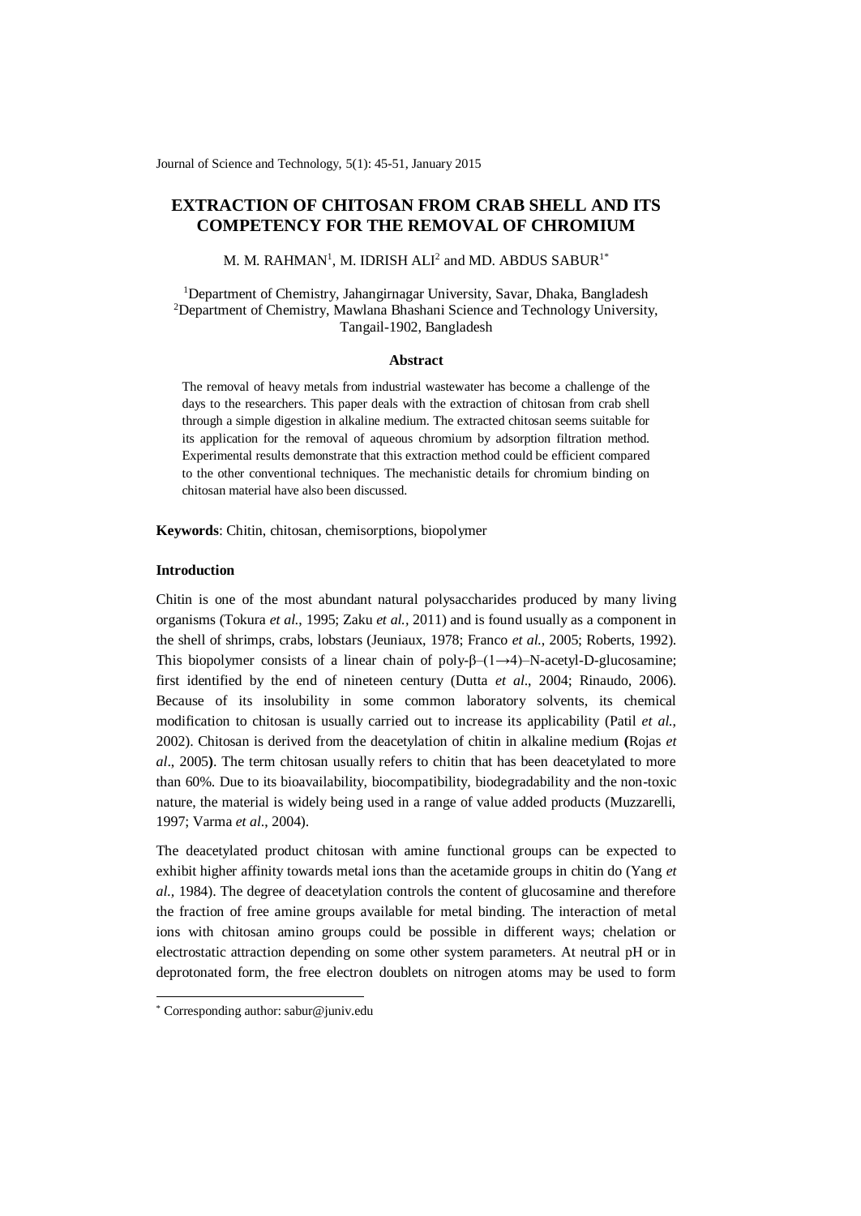# EXTRACTION OF CHITOSAN FROM CRAB SHELL AND ITS COMPETENCY FOR THE REMOVAL OF CHROMIUM

M. M. RAHMAN[1], M. IDRISH ALI[2] and MD. ABDUS SABUR[1*]

[1]Department of Chemistry, Jahangirnagar University, Savar, Dhaka, Bangladesh
[2]Department of Chemistry, Mawlana Bhashani Science and Technology University, Tangail-1902, Bangladesh

### Abstract

The removal of heavy metals from industrial wastewater has become a challenge of the days to the researchers. This paper deals with the extraction of chitosan from crab shell through a simple digestion in alkaline medium. The extracted chitosan seems suitable for its application for the removal of aqueous chromium by adsorption filtration method. Experimental results demonstrate that this extraction method could be efficient compared to the other conventional techniques. The mechanistic details for chromium binding on chitosan material have also been discussed.

**Keywords**: Chitin, chitosan, chemisorptions, biopolymer

## Introduction

Chitin is one of the most abundant natural polysaccharides produced by many living organisms (Tokura *et al.*, 1995; Zaku *et al.*, 2011) and is found usually as a component in the shell of shrimps, crabs, lobstars (Jeuniaux, 1978; Franco *et al.*, 2005; Roberts, 1992). This biopolymer consists of a linear chain of poly-β–(1→4)–N-acetyl-D-glucosamine; first identified by the end of nineteen century (Dutta *et al*., 2004; Rinaudo, 2006). Because of its insolubility in some common laboratory solvents, its chemical modification to chitosan is usually carried out to increase its applicability (Patil *et al.*, 2002). Chitosan is derived from the deacetylation of chitin in alkaline medium **(**Rojas *et al*., 2005**)**. The term chitosan usually refers to chitin that has been deacetylated to more than 60%. Due to its bioavailability, biocompatibility, biodegradability and the non-toxic nature, the material is widely being used in a range of value added products (Muzzarelli, 1997; Varma *et al*., 2004).

The deacetylated product chitosan with amine functional groups can be expected to exhibit higher affinity towards metal ions than the acetamide groups in chitin do (Yang *et al.,* 1984). The degree of deacetylation controls the content of glucosamine and therefore the fraction of free amine groups available for metal binding. The interaction of metal ions with chitosan amino groups could be possible in different ways; chelation or electrostatic attraction depending on some other system parameters. At neutral pH or in deprotonated form, the free electron doublets on nitrogen atoms may be used to form

[*] Corresponding author: sabur@juniv.edu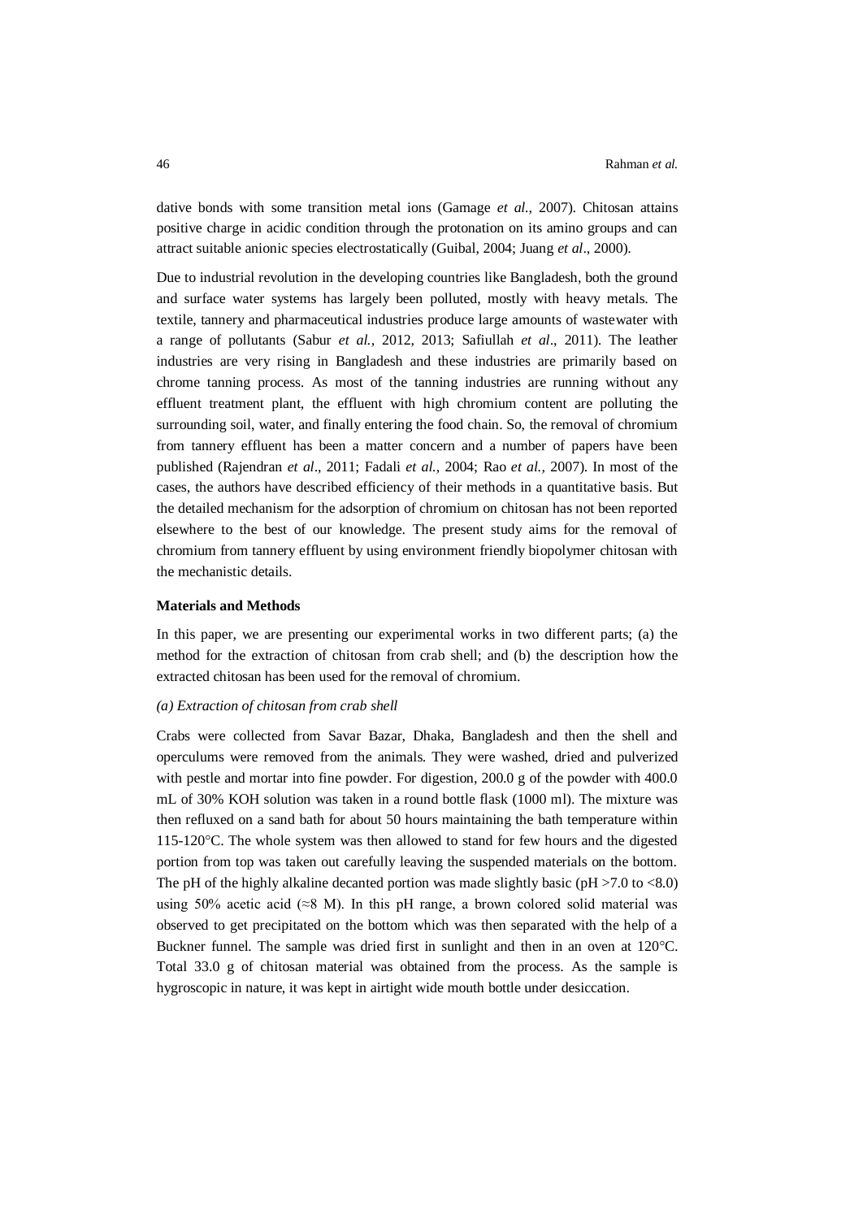dative bonds with some transition metal ions (Gamage *et al.,* 2007). Chitosan attains positive charge in acidic condition through the protonation on its amino groups and can attract suitable anionic species electrostatically (Guibal, 2004; Juang *et al*., 2000).

Due to industrial revolution in the developing countries like Bangladesh, both the ground and surface water systems has largely been polluted, mostly with heavy metals. The textile, tannery and pharmaceutical industries produce large amounts of wastewater with a range of pollutants (Sabur *et al.,* 2012, 2013; Safiullah *et al*., 2011). The leather industries are very rising in Bangladesh and these industries are primarily based on chrome tanning process. As most of the tanning industries are running without any effluent treatment plant, the effluent with high chromium content are polluting the surrounding soil, water, and finally entering the food chain. So, the removal of chromium from tannery effluent has been a matter concern and a number of papers have been published (Rajendran *et al*., 2011; Fadali *et al.,* 2004; Rao *et al.,* 2007). In most of the cases, the authors have described efficiency of their methods in a quantitative basis. But the detailed mechanism for the adsorption of chromium on chitosan has not been reported elsewhere to the best of our knowledge. The present study aims for the removal of chromium from tannery effluent by using environment friendly biopolymer chitosan with the mechanistic details.

## Materials and Methods

In this paper, we are presenting our experimental works in two different parts; (a) the method for the extraction of chitosan from crab shell; and (b) the description how the extracted chitosan has been used for the removal of chromium.

### *(a) Extraction of chitosan from crab shell*

Crabs were collected from Savar Bazar, Dhaka, Bangladesh and then the shell and operculums were removed from the animals. They were washed, dried and pulverized with pestle and mortar into fine powder. For digestion, 200.0 g of the powder with 400.0 mL of 30% KOH solution was taken in a round bottle flask (1000 ml). The mixture was then refluxed on a sand bath for about 50 hours maintaining the bath temperature within 115-120°C. The whole system was then allowed to stand for few hours and the digested portion from top was taken out carefully leaving the suspended materials on the bottom. The pH of the highly alkaline decanted portion was made slightly basic (pH >7.0 to <8.0) using 50% acetic acid (≈8 M). In this pH range, a brown colored solid material was observed to get precipitated on the bottom which was then separated with the help of a Buckner funnel. The sample was dried first in sunlight and then in an oven at 120°C. Total 33.0 g of chitosan material was obtained from the process. As the sample is hygroscopic in nature, it was kept in airtight wide mouth bottle under desiccation.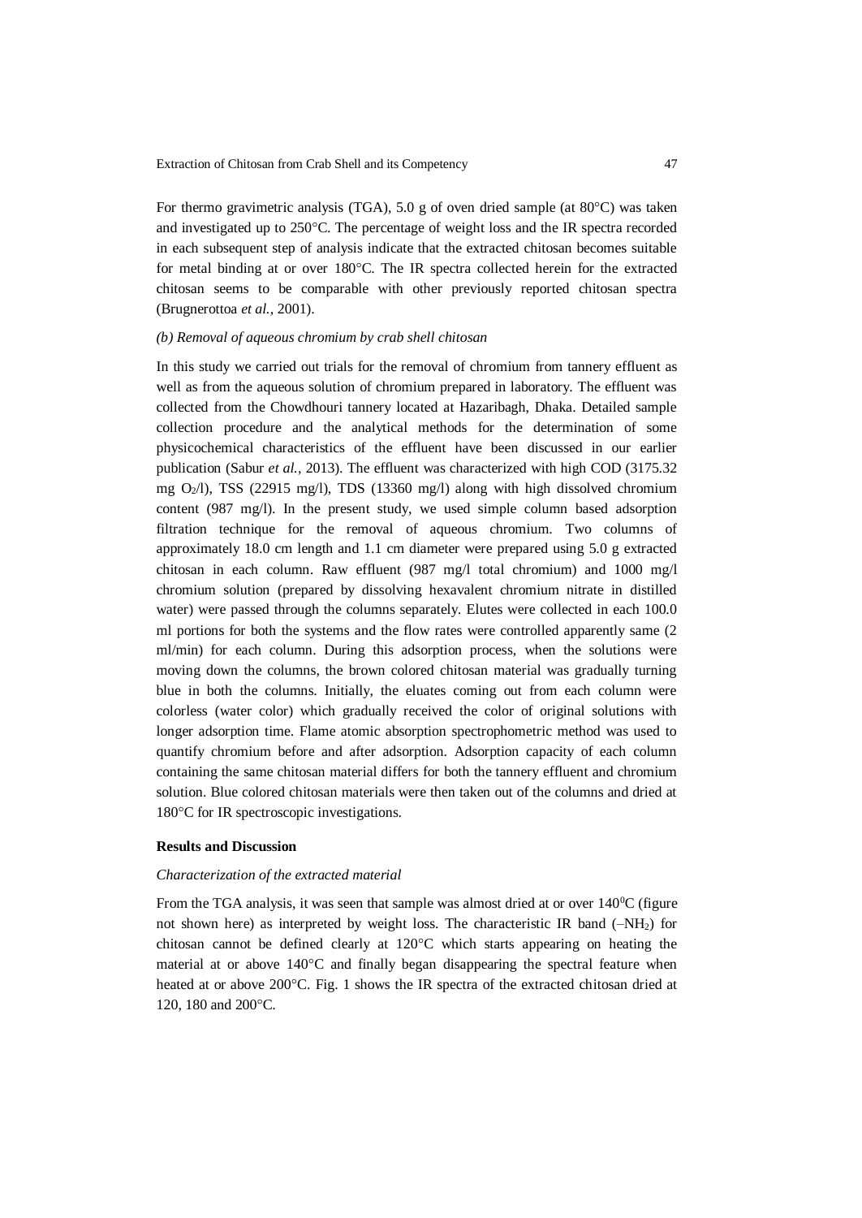For thermo gravimetric analysis (TGA), 5.0 g of oven dried sample (at 80°C) was taken and investigated up to 250°C. The percentage of weight loss and the IR spectra recorded in each subsequent step of analysis indicate that the extracted chitosan becomes suitable for metal binding at or over 180°C. The IR spectra collected herein for the extracted chitosan seems to be comparable with other previously reported chitosan spectra (Brugnerottoa *et al.,* 2001).

*(b) Removal of aqueous chromium by crab shell chitosan*

In this study we carried out trials for the removal of chromium from tannery effluent as well as from the aqueous solution of chromium prepared in laboratory. The effluent was collected from the Chowdhouri tannery located at Hazaribagh, Dhaka. Detailed sample collection procedure and the analytical methods for the determination of some physicochemical characteristics of the effluent have been discussed in our earlier publication (Sabur *et al.,* 2013). The effluent was characterized with high COD (3175.32 mg $O_2$/l), TSS (22915 mg/l), TDS (13360 mg/l) along with high dissolved chromium content (987 mg/l). In the present study, we used simple column based adsorption filtration technique for the removal of aqueous chromium. Two columns of approximately 18.0 cm length and 1.1 cm diameter were prepared using 5.0 g extracted chitosan in each column. Raw effluent (987 mg/l total chromium) and 1000 mg/l chromium solution (prepared by dissolving hexavalent chromium nitrate in distilled water) were passed through the columns separately. Elutes were collected in each 100.0 ml portions for both the systems and the flow rates were controlled apparently same (2 ml/min) for each column. During this adsorption process, when the solutions were moving down the columns, the brown colored chitosan material was gradually turning blue in both the columns. Initially, the eluates coming out from each column were colorless (water color) which gradually received the color of original solutions with longer adsorption time. Flame atomic absorption spectrophotometric method was used to quantify chromium before and after adsorption. Adsorption capacity of each column containing the same chitosan material differs for both the tannery effluent and chromium solution. Blue colored chitosan materials were then taken out of the columns and dried at 180°C for IR spectroscopic investigations.

**Results and Discussion**

*Characterization of the extracted material*

From the TGA analysis, it was seen that sample was almost dried at or over 140$^0$C (figure not shown here) as interpreted by weight loss. The characteristic IR band ($–NH_2$) for chitosan cannot be defined clearly at 120°C which starts appearing on heating the material at or above 140°C and finally began disappearing the spectral feature when heated at or above 200°C. Fig. 1 shows the IR spectra of the extracted chitosan dried at 120, 180 and 200°C.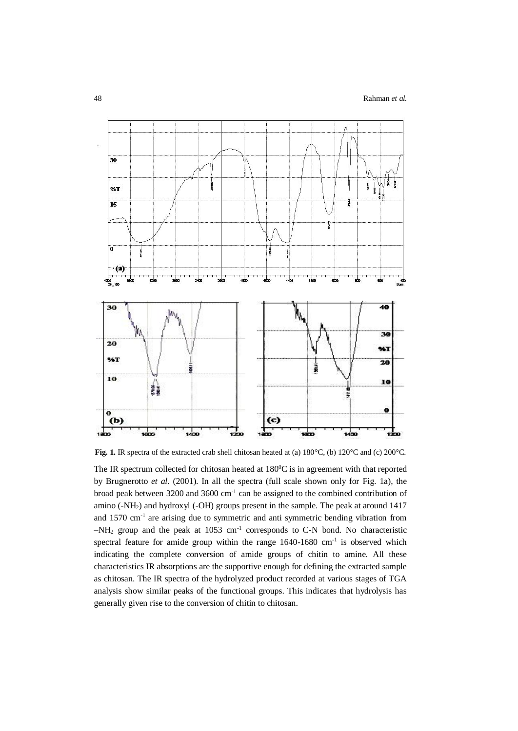**Fig. 1.** IR spectra of the extracted crab shell chitosan heated at (a) 180°C, (b) 120°C and (c) 200°C.

The IR spectrum collected for chitosan heated at $180^0$C is in agreement with that reported by Brugnerotto *et al*. (2001). In all the spectra (full scale shown only for Fig. 1a), the broad peak between 3200 and 3600 $cm^{-1}$ can be assigned to the combined contribution of amino ($-NH_2$) and hydroxyl (-OH) groups present in the sample. The peak at around 1417 and 1570 $cm^{-1}$ are arising due to symmetric and anti symmetric bending vibration from $-NH_2$ group and the peak at 1053 $cm^{-1}$ corresponds to C-N bond. No characteristic spectral feature for amide group within the range 1640-1680 $cm^{-1}$ is observed which indicating the complete conversion of amide groups of chitin to amine. All these characteristics IR absorptions are the supportive enough for defining the extracted sample as chitosan. The IR spectra of the hydrolyzed product recorded at various stages of TGA analysis show similar peaks of the functional groups. This indicates that hydrolysis has generally given rise to the conversion of chitin to chitosan.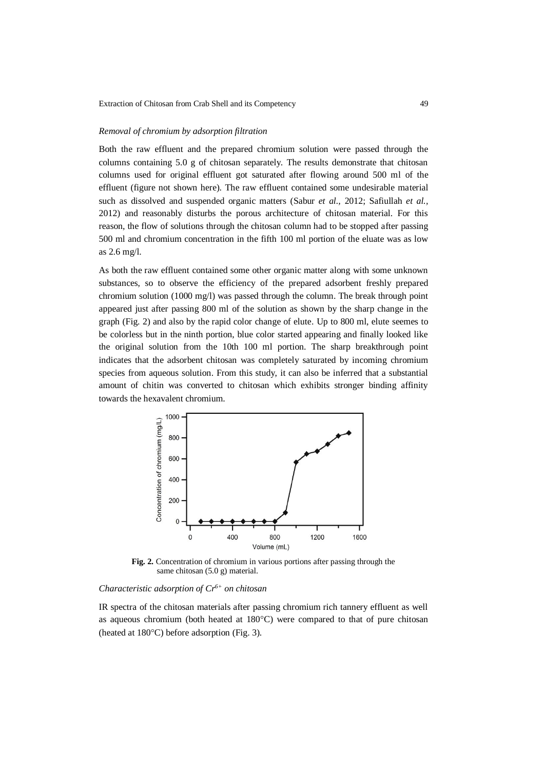*Removal of chromium by adsorption filtration*

Both the raw effluent and the prepared chromium solution were passed through the columns containing 5.0 g of chitosan separately. The results demonstrate that chitosan columns used for original effluent got saturated after flowing around 500 ml of the effluent (figure not shown here). The raw effluent contained some undesirable material such as dissolved and suspended organic matters (Sabur *et al.*, 2012; Safiullah *et al.*, 2012) and reasonably disturbs the porous architecture of chitosan material. For this reason, the flow of solutions through the chitosan column had to be stopped after passing 500 ml and chromium concentration in the fifth 100 ml portion of the eluate was as low as 2.6 mg/l.

As both the raw effluent contained some other organic matter along with some unknown substances, so to observe the efficiency of the prepared adsorbent freshly prepared chromium solution (1000 mg/l) was passed through the column. The break through point appeared just after passing 800 ml of the solution as shown by the sharp change in the graph (Fig. 2) and also by the rapid color change of elute. Up to 800 ml, elute seemes to be colorless but in the ninth portion, blue color started appearing and finally looked like the original solution from the 10th 100 ml portion. The sharp breakthrough point indicates that the adsorbent chitosan was completely saturated by incoming chromium species from aqueous solution. From this study, it can also be inferred that a substantial amount of chitin was converted to chitosan which exhibits stronger binding affinity towards the hexavalent chromium.

**Fig. 2.** Concentration of chromium in various portions after passing through the same chitosan (5.0 g) material.

*Characteristic adsorption of $Cr^{6+}$ on chitosan*

IR spectra of the chitosan materials after passing chromium rich tannery effluent as well as aqueous chromium (both heated at 180°C) were compared to that of pure chitosan (heated at 180°C) before adsorption (Fig. 3).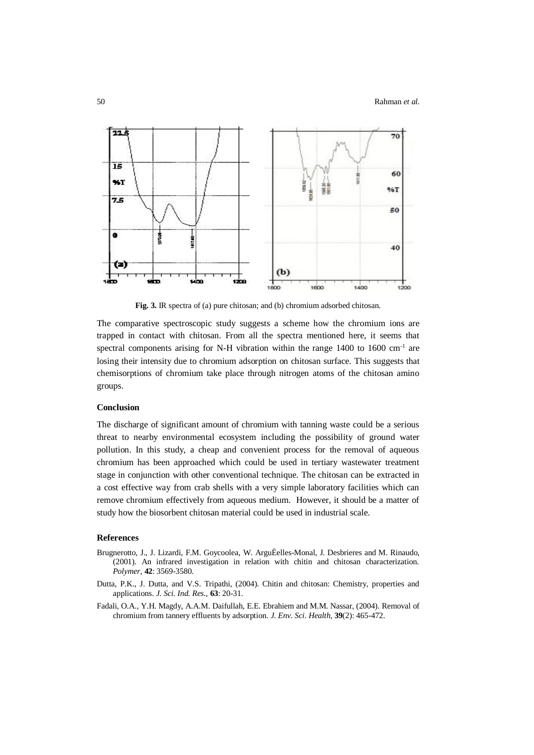**Fig. 3.** IR spectra of (a) pure chitosan; and (b) chromium adsorbed chitosan.

The comparative spectroscopic study suggests a scheme how the chromium ions are trapped in contact with chitosan. From all the spectra mentioned here, it seems that spectral components arising for N-H vibration within the range 1400 to 1600 $cm^{-1}$ are losing their intensity due to chromium adsorption on chitosan surface. This suggests that chemisorptions of chromium take place through nitrogen atoms of the chitosan amino groups.

### Conclusion

The discharge of significant amount of chromium with tanning waste could be a serious threat to nearby environmental ecosystem including the possibility of ground water pollution. In this study, a cheap and convenient process for the removal of aqueous chromium has been approached which could be used in tertiary wastewater treatment stage in conjunction with other conventional technique. The chitosan can be extracted in a cost effective way from crab shells with a very simple laboratory facilities which can remove chromium effectively from aqueous medium. However, it should be a matter of study how the biosorbent chitosan material could be used in industrial scale.

### References

- Brugnerotto, J., J. Lizardi, F.M. Goycoolea, W. ArguÈelles-Monal, J. Desbrieres and M. Rinaudo, (2001). An infrared investigation in relation with chitin and chitosan characterization. *Polymer*, **42**: 3569-3580.
- Dutta, P.K., J. Dutta, and V.S. Tripathi, (2004). Chitin and chitosan: Chemistry, properties and applications. *J. Sci. Ind. Res.*, **63**: 20-31.
- Fadali, O.A., Y.H. Magdy, A.A.M. Daifullah, E.E. Ebrahiem and M.M. Nassar, (2004). Removal of chromium from tannery effluents by adsorption. *J. Env. Sci. Health*, **39**(2): 465-472.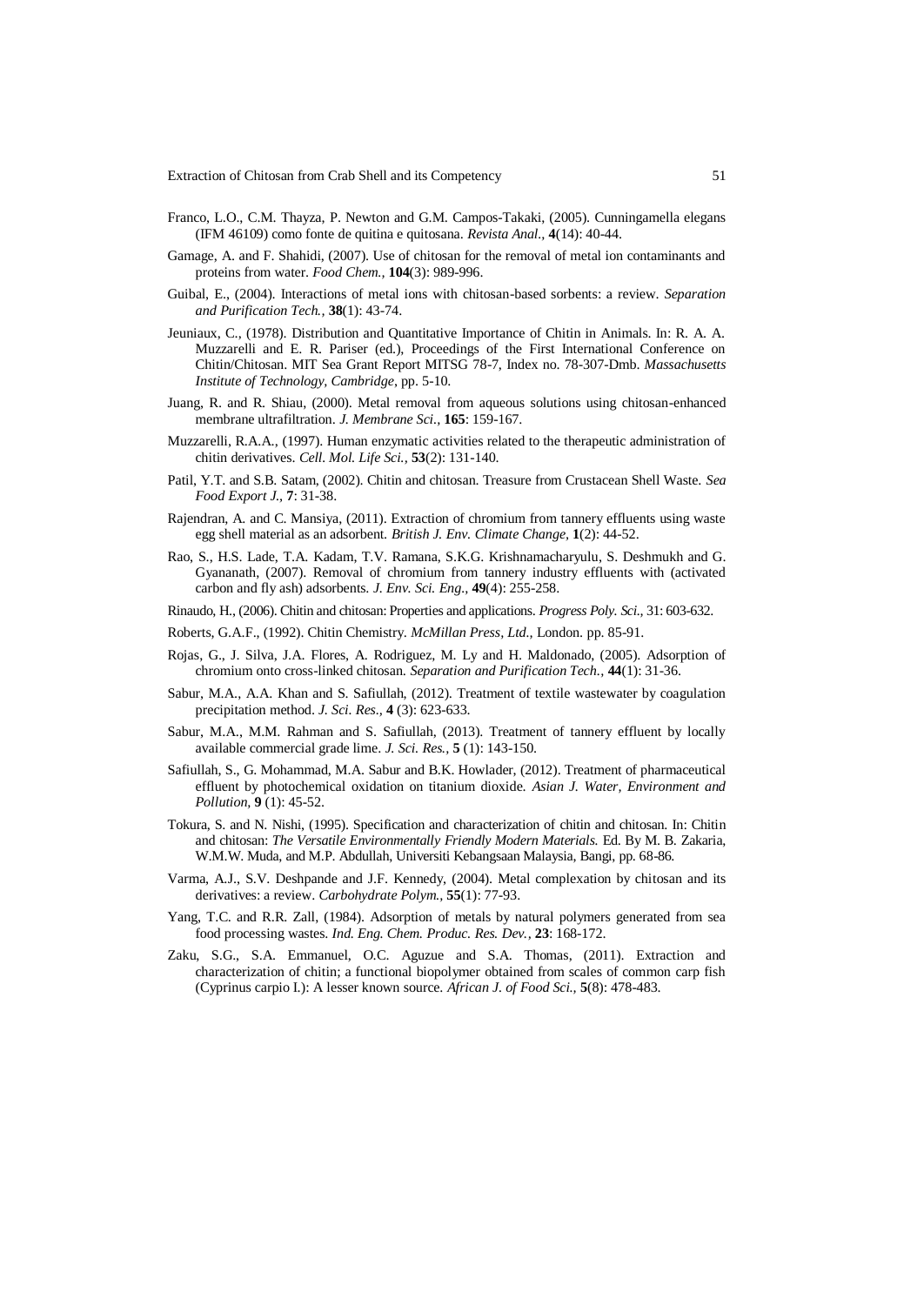Franco, L.O., C.M. Thayza, P. Newton and G.M. Campos-Takaki, (2005). Cunningamella elegans (IFM 46109) como fonte de quitina e quitosana. *Revista Anal*., **4**(14): 40-44.

Gamage, A. and F. Shahidi, (2007). Use of chitosan for the removal of metal ion contaminants and proteins from water. *Food Chem.,* **104**(3): 989-996.

Guibal, E., (2004). Interactions of metal ions with chitosan-based sorbents: a review. *Separation and Purification Tech.,* **38**(1): 43-74.

Jeuniaux, C., (1978). Distribution and Quantitative Importance of Chitin in Animals. In: R. A. A. Muzzarelli and E. R. Pariser (ed.), Proceedings of the First International Conference on Chitin/Chitosan. MIT Sea Grant Report MITSG 78-7, Index no. 78-307-Dmb. *Massachusetts Institute of Technology, Cambridge*, pp. 5-10.

Juang, R. and R. Shiau, (2000). Metal removal from aqueous solutions using chitosan-enhanced membrane ultrafiltration. *J. Membrane Sci.,* **165**: 159-167.

Muzzarelli, R.A.A., (1997). Human enzymatic activities related to the therapeutic administration of chitin derivatives. *Cell. Mol. Life Sci.,* **53**(2): 131-140.

Patil, Y.T. and S.B. Satam, (2002). Chitin and chitosan. Treasure from Crustacean Shell Waste. *Sea Food Export J.,* **7**: 31-38.

Rajendran, A. and C. Mansiya, (2011). Extraction of chromium from tannery effluents using waste egg shell material as an adsorbent. *British J. Env. Climate Change*, **1**(2): 44-52.

Rao, S., H.S. Lade, T.A. Kadam, T.V. Ramana, S.K.G. Krishnamacharyulu, S. Deshmukh and G. Gyananath, (2007). Removal of chromium from tannery industry effluents with (activated carbon and fly ash) adsorbents. *J. Env. Sci. Eng*., **49**(4): 255-258.

Rinaudo, H., (2006). Chitin and chitosan: Properties and applications. *Progress Poly. Sci.*, 31: 603-632.

Roberts, G.A.F., (1992). Chitin Chemistry. *McMillan Press, Ltd.,* London. pp. 85-91.

Rojas, G., J. Silva, J.A. Flores, A. Rodriguez, M. Ly and H. Maldonado, (2005). Adsorption of chromium onto cross-linked chitosan. *Separation and Purification Tech.,* **44**(1): 31-36.

Sabur, M.A., A.A. Khan and S. Safiullah, (2012). Treatment of textile wastewater by coagulation precipitation method. *J. Sci. Res*., **4** (3): 623-633.

Sabur, M.A., M.M. Rahman and S. Safiullah, (2013). Treatment of tannery effluent by locally available commercial grade lime. *J. Sci. Res.,* **5** (1): 143-150.

Safiullah, S., G. Mohammad, M.A. Sabur and B.K. Howlader, (2012). Treatment of pharmaceutical effluent by photochemical oxidation on titanium dioxide. *Asian J. Water, Environment and Pollution*, **9** (1): 45-52.

Tokura, S. and N. Nishi, (1995). Specification and characterization of chitin and chitosan. In: Chitin and chitosan: *The Versatile Environmentally Friendly Modern Materials.* Ed. By M. B. Zakaria, W.M.W. Muda, and M.P. Abdullah, Universiti Kebangsaan Malaysia, Bangi, pp. 68-86.

Varma, A.J., S.V. Deshpande and J.F. Kennedy, (2004). Metal complexation by chitosan and its derivatives: a review. *Carbohydrate Polym.,* **55**(1): 77-93.

Yang, T.C. and R.R. Zall, (1984). Adsorption of metals by natural polymers generated from sea food processing wastes. *Ind. Eng. Chem. Produc. Res. Dev.,* **23**: 168-172.

Zaku, S.G., S.A. Emmanuel, O.C. Aguzue and S.A. Thomas, (2011). Extraction and characterization of chitin; a functional biopolymer obtained from scales of common carp fish (Cyprinus carpio I.): A lesser known source. *African J. of Food Sci.,* **5**(8): 478-483.